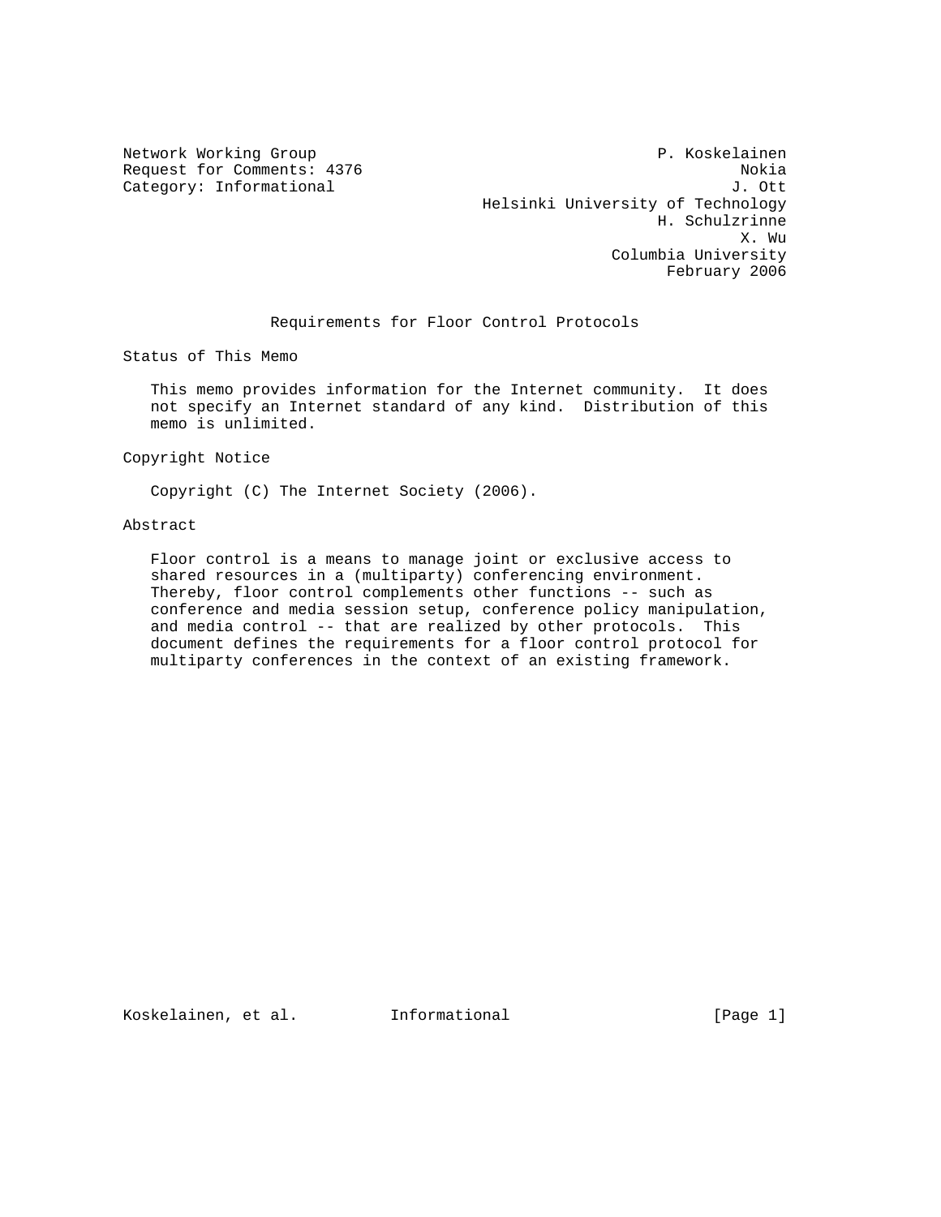Network Working Group  
Request for Comments: 4376  
Category: Informational

P. Koskelainen  
Nokia  
J. Ott  
Helsinki University of Technology  
H. Schulzrinne  
X. Wu  
Columbia University  
February 2006

# Requirements for Floor Control Protocols

## Status of This Memo

This memo provides information for the Internet community. It does not specify an Internet standard of any kind. Distribution of this memo is unlimited.

## Copyright Notice

Copyright (C) The Internet Society (2006).

## Abstract

Floor control is a means to manage joint or exclusive access to shared resources in a (multiparty) conferencing environment. Thereby, floor control complements other functions -- such as conference and media session setup, conference policy manipulation, and media control -- that are realized by other protocols. This document defines the requirements for a floor control protocol for multiparty conferences in the context of an existing framework.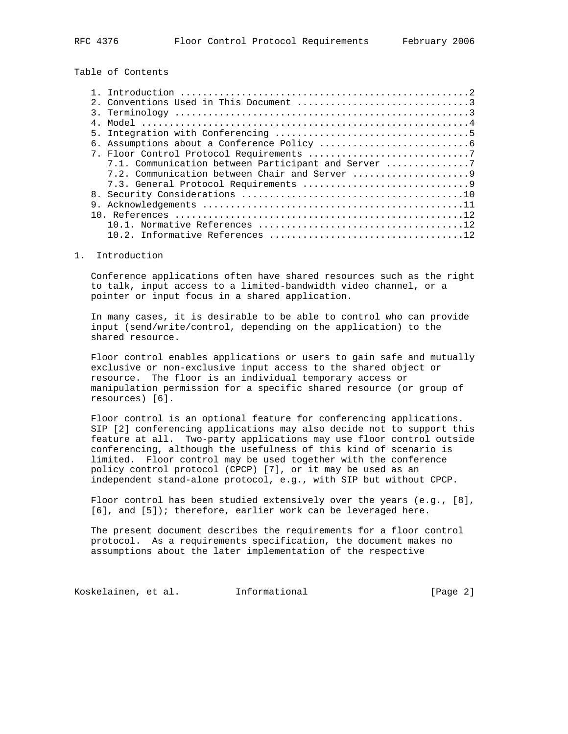Table of Contents

1. Introduction ....................................................2
2. Conventions Used in This Document ...............................3
3. Terminology .....................................................3
4. Model ...........................................................4
5. Integration with Conferencing ...................................5
6. Assumptions about a Conference Policy ...........................6
7. Floor Control Protocol Requirements .............................7
   7.1. Communication between Participant and Server ...............7
   7.2. Communication between Chair and Server .....................9
   7.3. General Protocol Requirements ..............................9
8. Security Considerations ........................................10
9. Acknowledgements ...............................................11
10. References ....................................................12
   10.1. Normative References .....................................12
   10.2. Informative References ...................................12

# 1. Introduction

Conference applications often have shared resources such as the right to talk, input access to a limited-bandwidth video channel, or a pointer or input focus in a shared application.

In many cases, it is desirable to be able to control who can provide input (send/write/control, depending on the application) to the shared resource.

Floor control enables applications or users to gain safe and mutually exclusive or non-exclusive input access to the shared object or resource. The floor is an individual temporary access or manipulation permission for a specific shared resource (or group of resources) [6].

Floor control is an optional feature for conferencing applications. SIP [2] conferencing applications may also decide not to support this feature at all. Two-party applications may use floor control outside conferencing, although the usefulness of this kind of scenario is limited. Floor control may be used together with the conference policy control protocol (CPCP) [7], or it may be used as an independent stand-alone protocol, e.g., with SIP but without CPCP.

Floor control has been studied extensively over the years (e.g., [8], [6], and [5]); therefore, earlier work can be leveraged here.

The present document describes the requirements for a floor control protocol. As a requirements specification, the document makes no assumptions about the later implementation of the respective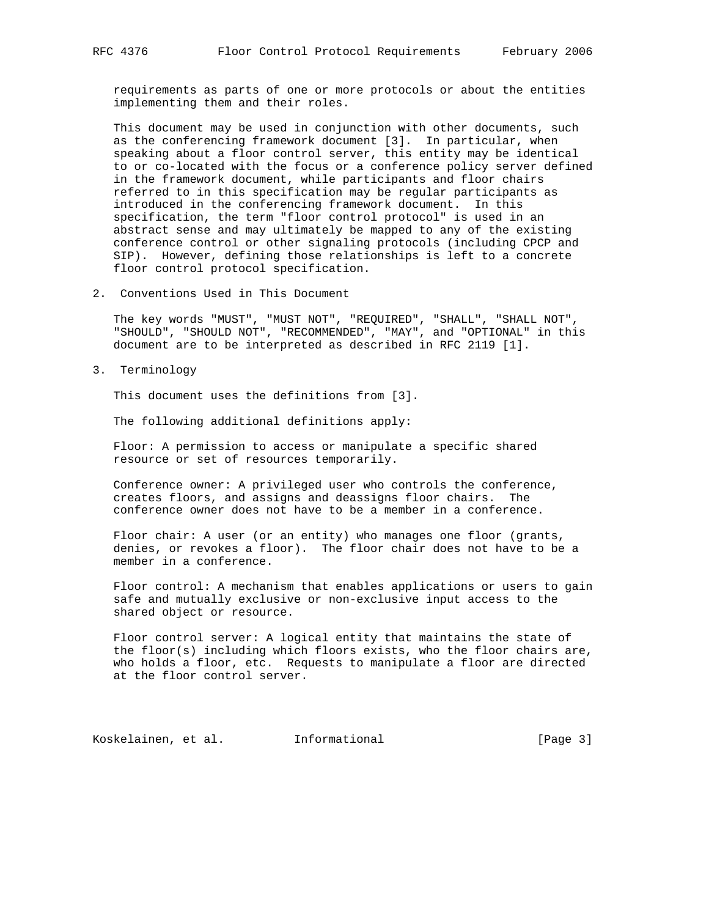requirements as parts of one or more protocols or about the entities implementing them and their roles.

This document may be used in conjunction with other documents, such as the conferencing framework document [3]. In particular, when speaking about a floor control server, this entity may be identical to or co-located with the focus or a conference policy server defined in the framework document, while participants and floor chairs referred to in this specification may be regular participants as introduced in the conferencing framework document. In this specification, the term "floor control protocol" is used in an abstract sense and may ultimately be mapped to any of the existing conference control or other signaling protocols (including CPCP and SIP). However, defining those relationships is left to a concrete floor control protocol specification.

## 2. Conventions Used in This Document

The key words "MUST", "MUST NOT", "REQUIRED", "SHALL", "SHALL NOT", "SHOULD", "SHOULD NOT", "RECOMMENDED", "MAY", and "OPTIONAL" in this document are to be interpreted as described in RFC 2119 [1].

## 3. Terminology

This document uses the definitions from [3].

The following additional definitions apply:

Floor: A permission to access or manipulate a specific shared resource or set of resources temporarily.

Conference owner: A privileged user who controls the conference, creates floors, and assigns and deassigns floor chairs. The conference owner does not have to be a member in a conference.

Floor chair: A user (or an entity) who manages one floor (grants, denies, or revokes a floor). The floor chair does not have to be a member in a conference.

Floor control: A mechanism that enables applications or users to gain safe and mutually exclusive or non-exclusive input access to the shared object or resource.

Floor control server: A logical entity that maintains the state of the floor(s) including which floors exists, who the floor chairs are, who holds a floor, etc. Requests to manipulate a floor are directed at the floor control server.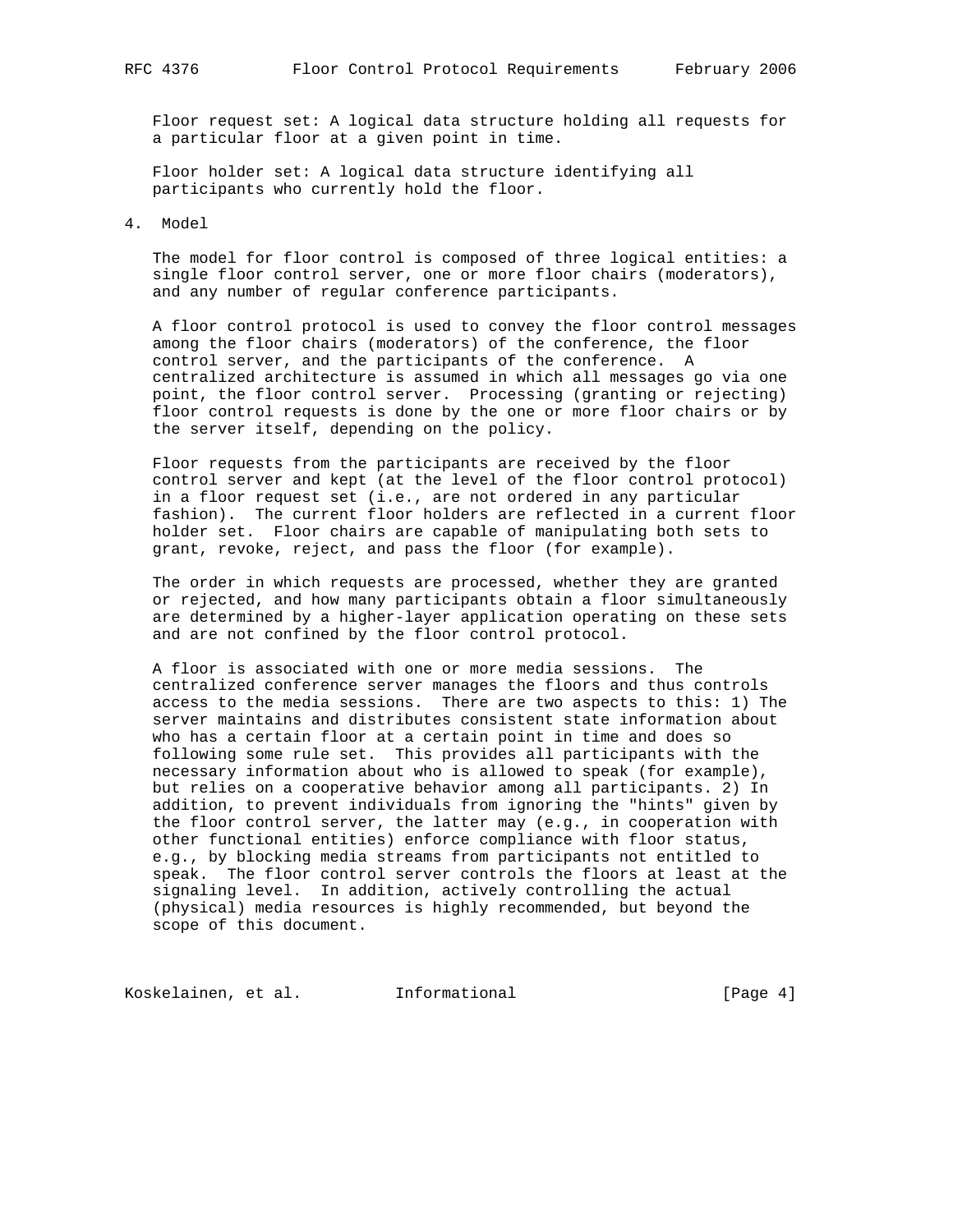Floor request set: A logical data structure holding all requests for a particular floor at a given point in time.

Floor holder set: A logical data structure identifying all participants who currently hold the floor.

# 4. Model

The model for floor control is composed of three logical entities: a single floor control server, one or more floor chairs (moderators), and any number of regular conference participants.

A floor control protocol is used to convey the floor control messages among the floor chairs (moderators) of the conference, the floor control server, and the participants of the conference. A centralized architecture is assumed in which all messages go via one point, the floor control server. Processing (granting or rejecting) floor control requests is done by the one or more floor chairs or by the server itself, depending on the policy.

Floor requests from the participants are received by the floor control server and kept (at the level of the floor control protocol) in a floor request set (i.e., are not ordered in any particular fashion). The current floor holders are reflected in a current floor holder set. Floor chairs are capable of manipulating both sets to grant, revoke, reject, and pass the floor (for example).

The order in which requests are processed, whether they are granted or rejected, and how many participants obtain a floor simultaneously are determined by a higher-layer application operating on these sets and are not confined by the floor control protocol.

A floor is associated with one or more media sessions. The centralized conference server manages the floors and thus controls access to the media sessions. There are two aspects to this: 1) The server maintains and distributes consistent state information about who has a certain floor at a certain point in time and does so following some rule set. This provides all participants with the necessary information about who is allowed to speak (for example), but relies on a cooperative behavior among all participants. 2) In addition, to prevent individuals from ignoring the "hints" given by the floor control server, the latter may (e.g., in cooperation with other functional entities) enforce compliance with floor status, e.g., by blocking media streams from participants not entitled to speak. The floor control server controls the floors at least at the signaling level. In addition, actively controlling the actual (physical) media resources is highly recommended, but beyond the scope of this document.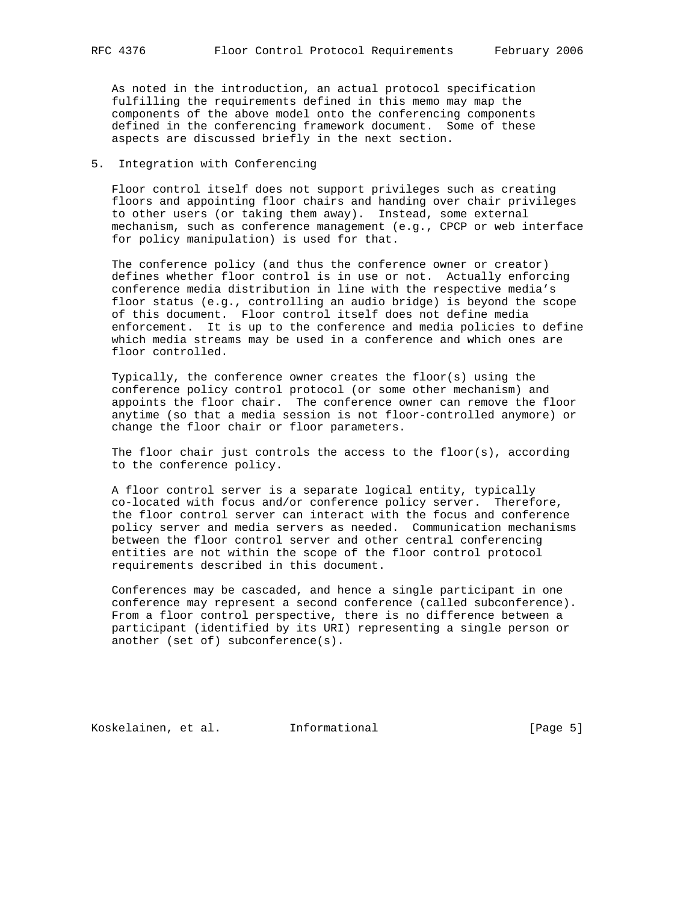As noted in the introduction, an actual protocol specification fulfilling the requirements defined in this memo may map the components of the above model onto the conferencing components defined in the conferencing framework document. Some of these aspects are discussed briefly in the next section.

## 5. Integration with Conferencing

Floor control itself does not support privileges such as creating floors and appointing floor chairs and handing over chair privileges to other users (or taking them away). Instead, some external mechanism, such as conference management (e.g., CPCP or web interface for policy manipulation) is used for that.

The conference policy (and thus the conference owner or creator) defines whether floor control is in use or not. Actually enforcing conference media distribution in line with the respective media's floor status (e.g., controlling an audio bridge) is beyond the scope of this document. Floor control itself does not define media enforcement. It is up to the conference and media policies to define which media streams may be used in a conference and which ones are floor controlled.

Typically, the conference owner creates the floor(s) using the conference policy control protocol (or some other mechanism) and appoints the floor chair. The conference owner can remove the floor anytime (so that a media session is not floor-controlled anymore) or change the floor chair or floor parameters.

The floor chair just controls the access to the floor(s), according to the conference policy.

A floor control server is a separate logical entity, typically co-located with focus and/or conference policy server. Therefore, the floor control server can interact with the focus and conference policy server and media servers as needed. Communication mechanisms between the floor control server and other central conferencing entities are not within the scope of the floor control protocol requirements described in this document.

Conferences may be cascaded, and hence a single participant in one conference may represent a second conference (called subconference). From a floor control perspective, there is no difference between a participant (identified by its URI) representing a single person or another (set of) subconference(s).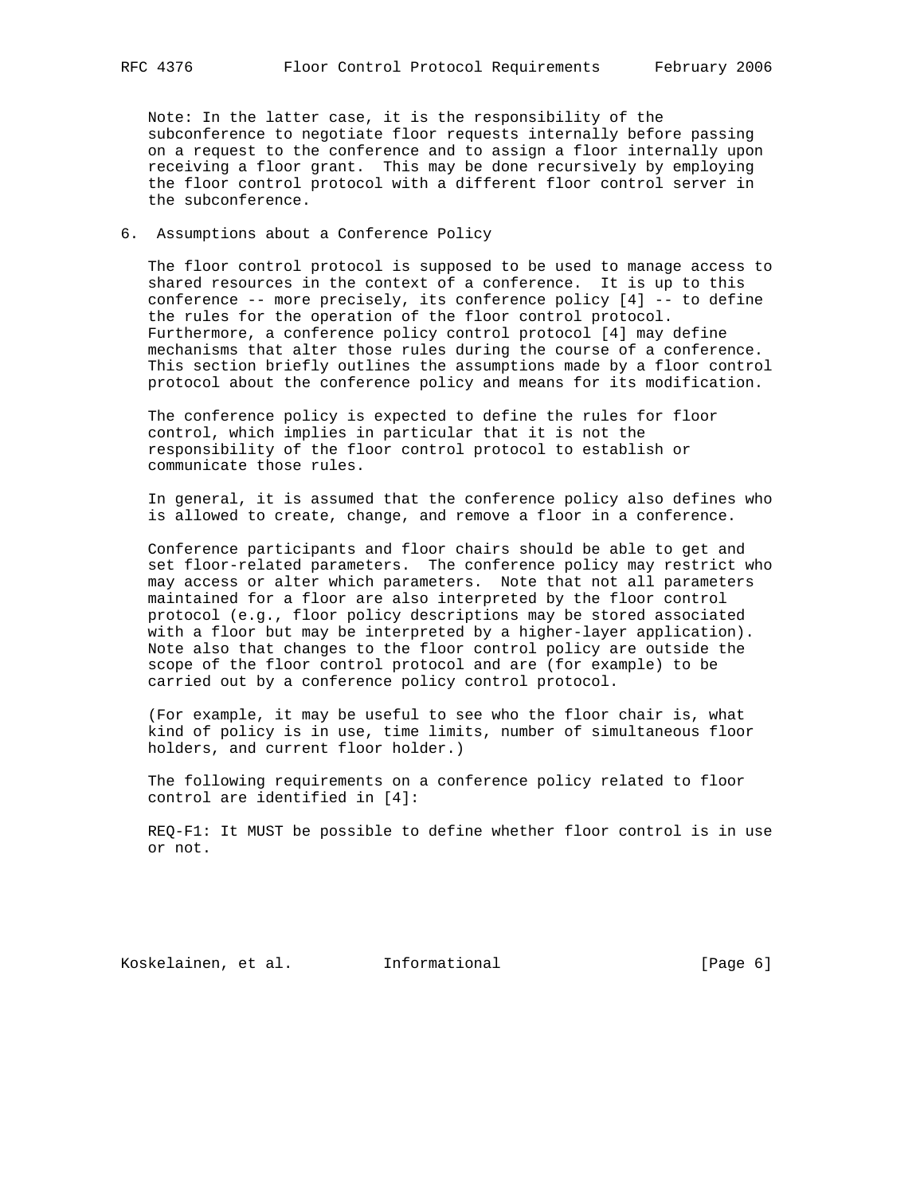Note: In the latter case, it is the responsibility of the subconference to negotiate floor requests internally before passing on a request to the conference and to assign a floor internally upon receiving a floor grant. This may be done recursively by employing the floor control protocol with a different floor control server in the subconference.

## 6. Assumptions about a Conference Policy

The floor control protocol is supposed to be used to manage access to shared resources in the context of a conference. It is up to this conference -- more precisely, its conference policy [4] -- to define the rules for the operation of the floor control protocol. Furthermore, a conference policy control protocol [4] may define mechanisms that alter those rules during the course of a conference. This section briefly outlines the assumptions made by a floor control protocol about the conference policy and means for its modification.

The conference policy is expected to define the rules for floor control, which implies in particular that it is not the responsibility of the floor control protocol to establish or communicate those rules.

In general, it is assumed that the conference policy also defines who is allowed to create, change, and remove a floor in a conference.

Conference participants and floor chairs should be able to get and set floor-related parameters. The conference policy may restrict who may access or alter which parameters. Note that not all parameters maintained for a floor are also interpreted by the floor control protocol (e.g., floor policy descriptions may be stored associated with a floor but may be interpreted by a higher-layer application). Note also that changes to the floor control policy are outside the scope of the floor control protocol and are (for example) to be carried out by a conference policy control protocol.

(For example, it may be useful to see who the floor chair is, what kind of policy is in use, time limits, number of simultaneous floor holders, and current floor holder.)

The following requirements on a conference policy related to floor control are identified in [4]:

REQ-F1: It MUST be possible to define whether floor control is in use or not.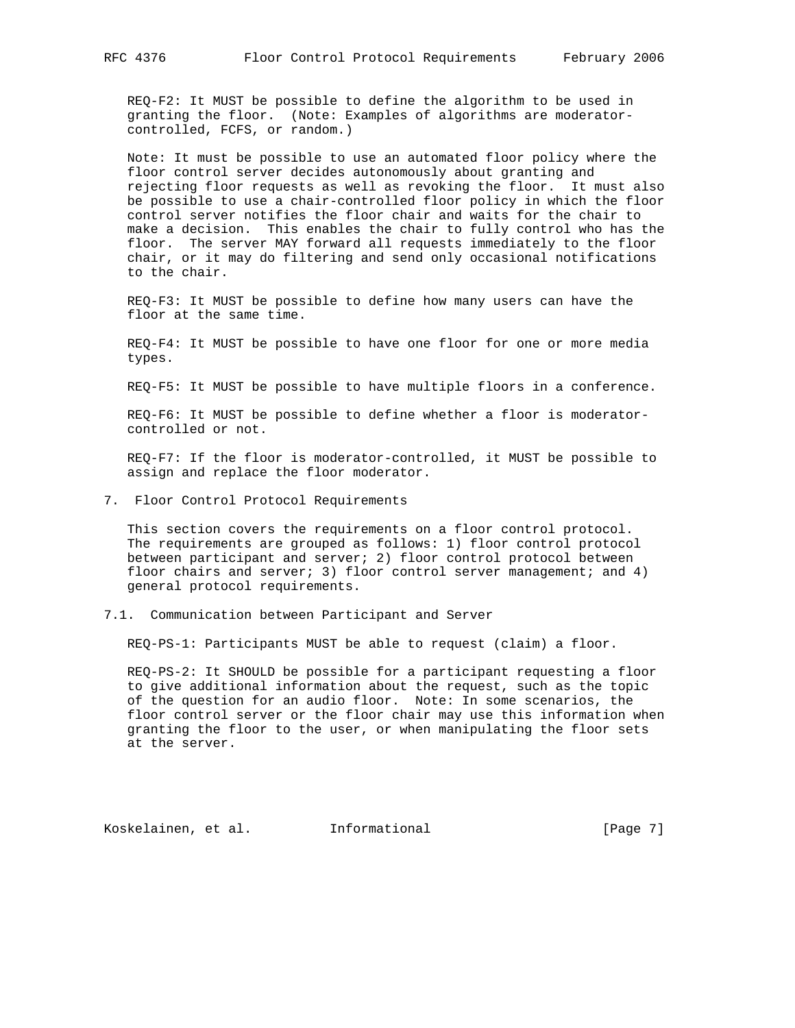REQ-F2: It MUST be possible to define the algorithm to be used in granting the floor. (Note: Examples of algorithms are moderator-controlled, FCFS, or random.)

Note: It must be possible to use an automated floor policy where the floor control server decides autonomously about granting and rejecting floor requests as well as revoking the floor. It must also be possible to use a chair-controlled floor policy in which the floor control server notifies the floor chair and waits for the chair to make a decision. This enables the chair to fully control who has the floor. The server MAY forward all requests immediately to the floor chair, or it may do filtering and send only occasional notifications to the chair.

REQ-F3: It MUST be possible to define how many users can have the floor at the same time.

REQ-F4: It MUST be possible to have one floor for one or more media types.

REQ-F5: It MUST be possible to have multiple floors in a conference.

REQ-F6: It MUST be possible to define whether a floor is moderator-controlled or not.

REQ-F7: If the floor is moderator-controlled, it MUST be possible to assign and replace the floor moderator.

## 7. Floor Control Protocol Requirements

This section covers the requirements on a floor control protocol. The requirements are grouped as follows: 1) floor control protocol between participant and server; 2) floor control protocol between floor chairs and server; 3) floor control server management; and 4) general protocol requirements.

### 7.1. Communication between Participant and Server

REQ-PS-1: Participants MUST be able to request (claim) a floor.

REQ-PS-2: It SHOULD be possible for a participant requesting a floor to give additional information about the request, such as the topic of the question for an audio floor. Note: In some scenarios, the floor control server or the floor chair may use this information when granting the floor to the user, or when manipulating the floor sets at the server.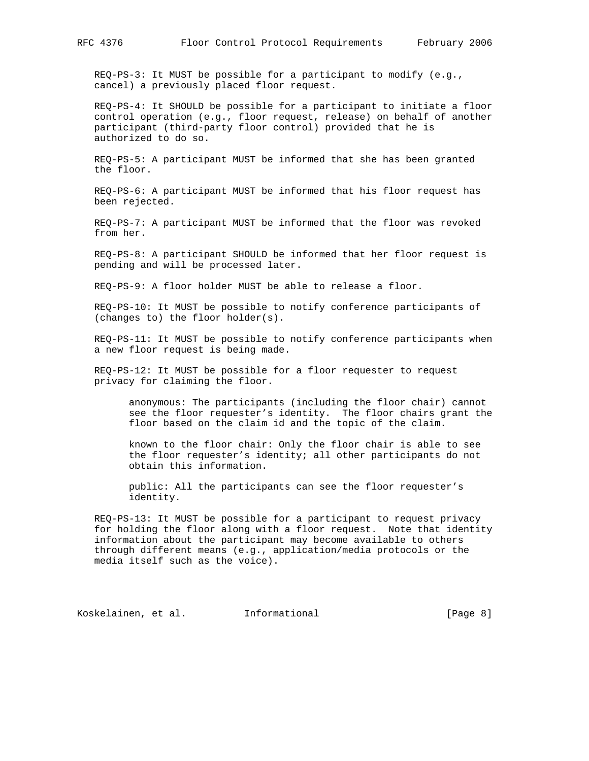REQ-PS-3: It MUST be possible for a participant to modify (e.g., cancel) a previously placed floor request.

REQ-PS-4: It SHOULD be possible for a participant to initiate a floor control operation (e.g., floor request, release) on behalf of another participant (third-party floor control) provided that he is authorized to do so.

REQ-PS-5: A participant MUST be informed that she has been granted the floor.

REQ-PS-6: A participant MUST be informed that his floor request has been rejected.

REQ-PS-7: A participant MUST be informed that the floor was revoked from her.

REQ-PS-8: A participant SHOULD be informed that her floor request is pending and will be processed later.

REQ-PS-9: A floor holder MUST be able to release a floor.

REQ-PS-10: It MUST be possible to notify conference participants of (changes to) the floor holder(s).

REQ-PS-11: It MUST be possible to notify conference participants when a new floor request is being made.

REQ-PS-12: It MUST be possible for a floor requester to request privacy for claiming the floor.

> anonymous: The participants (including the floor chair) cannot see the floor requester's identity. The floor chairs grant the floor based on the claim id and the topic of the claim.
>
> known to the floor chair: Only the floor chair is able to see the floor requester's identity; all other participants do not obtain this information.
>
> public: All the participants can see the floor requester's identity.

REQ-PS-13: It MUST be possible for a participant to request privacy for holding the floor along with a floor request. Note that identity information about the participant may become available to others through different means (e.g., application/media protocols or the media itself such as the voice).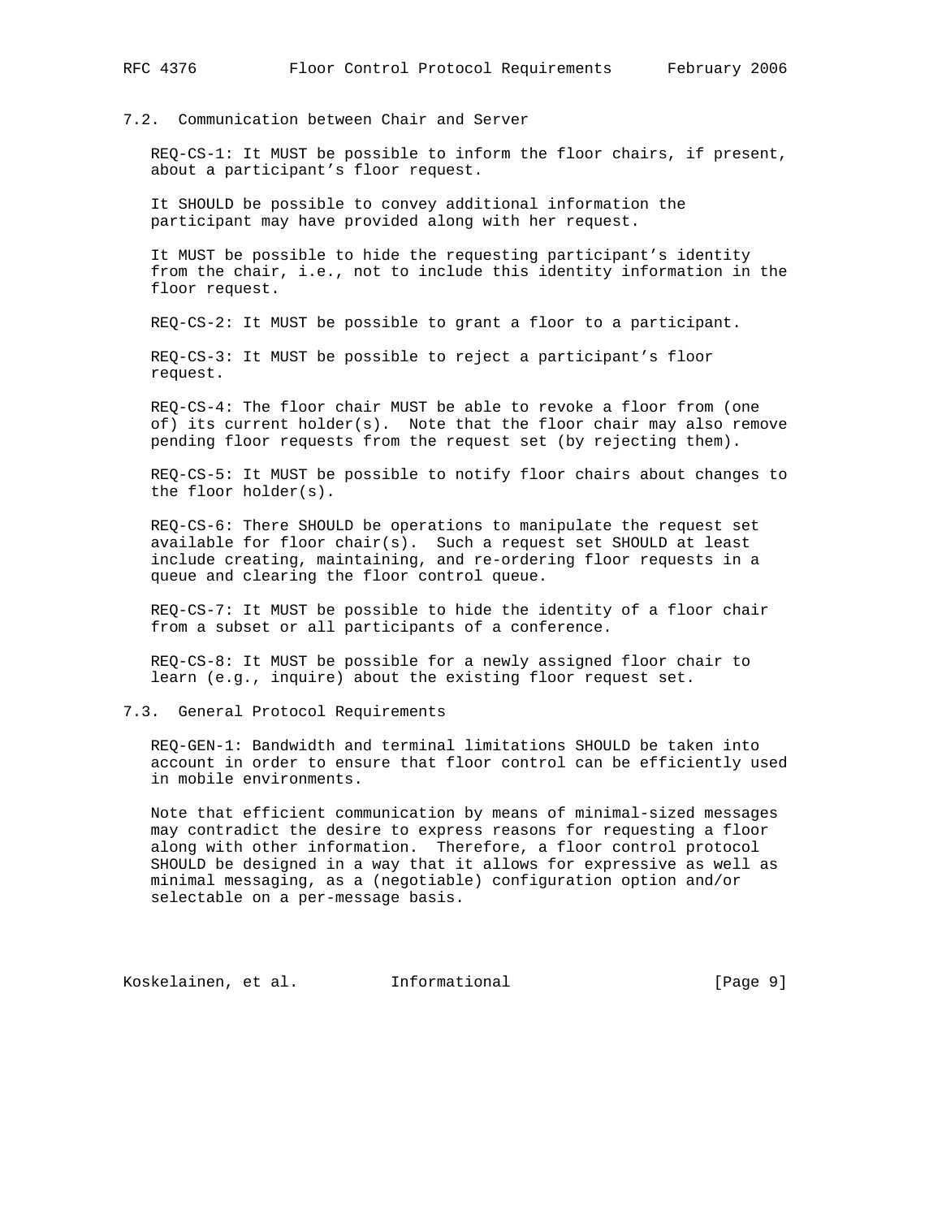### 7.2. Communication between Chair and Server

REQ-CS-1: It MUST be possible to inform the floor chairs, if present, about a participant's floor request.

It SHOULD be possible to convey additional information the participant may have provided along with her request.

It MUST be possible to hide the requesting participant's identity from the chair, i.e., not to include this identity information in the floor request.

REQ-CS-2: It MUST be possible to grant a floor to a participant.

REQ-CS-3: It MUST be possible to reject a participant's floor request.

REQ-CS-4: The floor chair MUST be able to revoke a floor from (one of) its current holder(s). Note that the floor chair may also remove pending floor requests from the request set (by rejecting them).

REQ-CS-5: It MUST be possible to notify floor chairs about changes to the floor holder(s).

REQ-CS-6: There SHOULD be operations to manipulate the request set available for floor chair(s). Such a request set SHOULD at least include creating, maintaining, and re-ordering floor requests in a queue and clearing the floor control queue.

REQ-CS-7: It MUST be possible to hide the identity of a floor chair from a subset or all participants of a conference.

REQ-CS-8: It MUST be possible for a newly assigned floor chair to learn (e.g., inquire) about the existing floor request set.

### 7.3. General Protocol Requirements

REQ-GEN-1: Bandwidth and terminal limitations SHOULD be taken into account in order to ensure that floor control can be efficiently used in mobile environments.

Note that efficient communication by means of minimal-sized messages may contradict the desire to express reasons for requesting a floor along with other information. Therefore, a floor control protocol SHOULD be designed in a way that it allows for expressive as well as minimal messaging, as a (negotiable) configuration option and/or selectable on a per-message basis.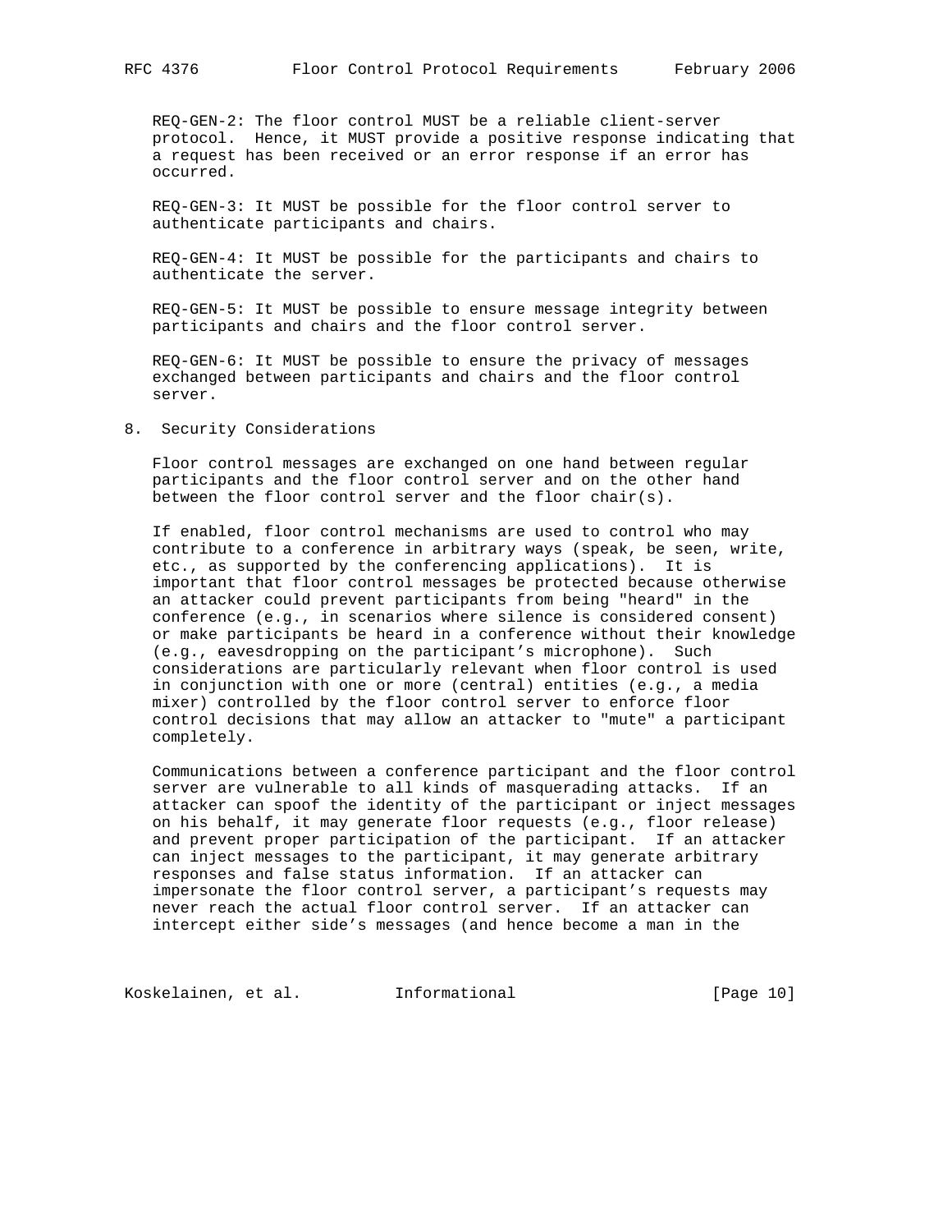REQ-GEN-2: The floor control MUST be a reliable client-server protocol. Hence, it MUST provide a positive response indicating that a request has been received or an error response if an error has occurred.

REQ-GEN-3: It MUST be possible for the floor control server to authenticate participants and chairs.

REQ-GEN-4: It MUST be possible for the participants and chairs to authenticate the server.

REQ-GEN-5: It MUST be possible to ensure message integrity between participants and chairs and the floor control server.

REQ-GEN-6: It MUST be possible to ensure the privacy of messages exchanged between participants and chairs and the floor control server.

## 8. Security Considerations

Floor control messages are exchanged on one hand between regular participants and the floor control server and on the other hand between the floor control server and the floor chair(s).

If enabled, floor control mechanisms are used to control who may contribute to a conference in arbitrary ways (speak, be seen, write, etc., as supported by the conferencing applications). It is important that floor control messages be protected because otherwise an attacker could prevent participants from being "heard" in the conference (e.g., in scenarios where silence is considered consent) or make participants be heard in a conference without their knowledge (e.g., eavesdropping on the participant's microphone). Such considerations are particularly relevant when floor control is used in conjunction with one or more (central) entities (e.g., a media mixer) controlled by the floor control server to enforce floor control decisions that may allow an attacker to "mute" a participant completely.

Communications between a conference participant and the floor control server are vulnerable to all kinds of masquerading attacks. If an attacker can spoof the identity of the participant or inject messages on his behalf, it may generate floor requests (e.g., floor release) and prevent proper participation of the participant. If an attacker can inject messages to the participant, it may generate arbitrary responses and false status information. If an attacker can impersonate the floor control server, a participant's requests may never reach the actual floor control server. If an attacker can intercept either side's messages (and hence become a man in the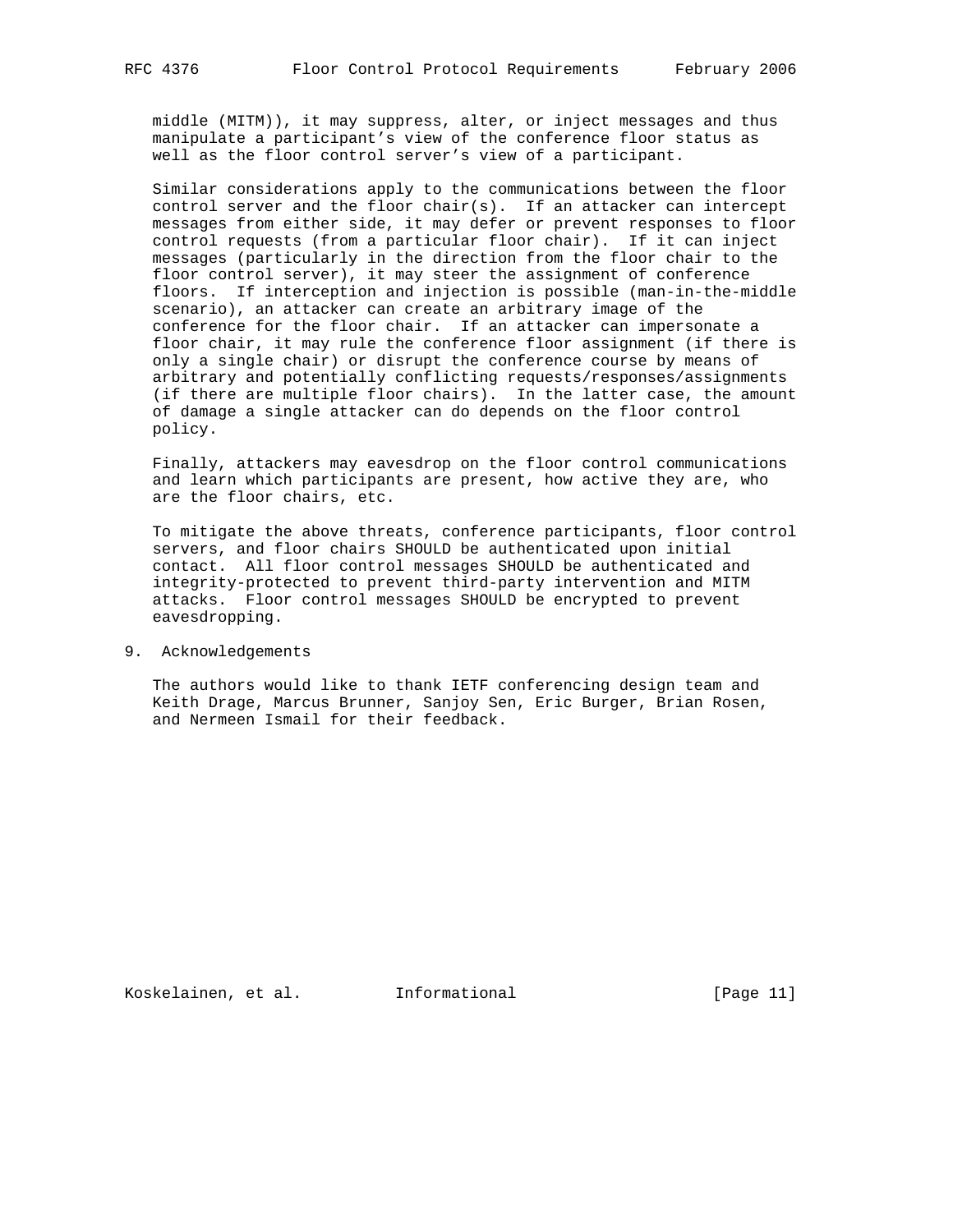middle (MITM)), it may suppress, alter, or inject messages and thus manipulate a participant's view of the conference floor status as well as the floor control server's view of a participant.

Similar considerations apply to the communications between the floor control server and the floor chair(s). If an attacker can intercept messages from either side, it may defer or prevent responses to floor control requests (from a particular floor chair). If it can inject messages (particularly in the direction from the floor chair to the floor control server), it may steer the assignment of conference floors. If interception and injection is possible (man-in-the-middle scenario), an attacker can create an arbitrary image of the conference for the floor chair. If an attacker can impersonate a floor chair, it may rule the conference floor assignment (if there is only a single chair) or disrupt the conference course by means of arbitrary and potentially conflicting requests/responses/assignments (if there are multiple floor chairs). In the latter case, the amount of damage a single attacker can do depends on the floor control policy.

Finally, attackers may eavesdrop on the floor control communications and learn which participants are present, how active they are, who are the floor chairs, etc.

To mitigate the above threats, conference participants, floor control servers, and floor chairs SHOULD be authenticated upon initial contact. All floor control messages SHOULD be authenticated and integrity-protected to prevent third-party intervention and MITM attacks. Floor control messages SHOULD be encrypted to prevent eavesdropping.

## 9. Acknowledgements

The authors would like to thank IETF conferencing design team and Keith Drage, Marcus Brunner, Sanjoy Sen, Eric Burger, Brian Rosen, and Nermeen Ismail for their feedback.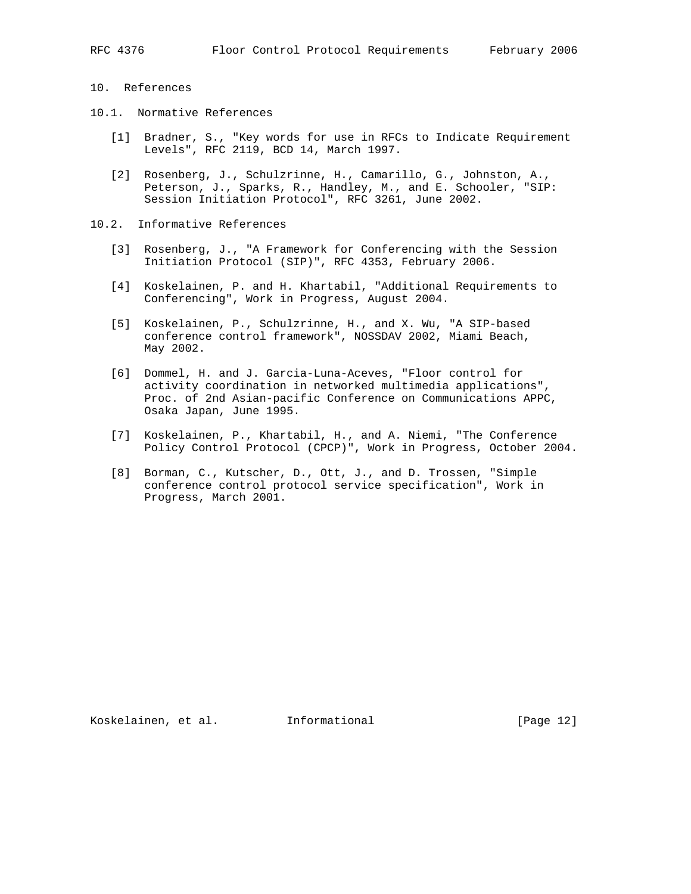## 10. References

### 10.1. Normative References

[1] Bradner, S., "Key words for use in RFCs to Indicate Requirement Levels", RFC 2119, BCD 14, March 1997.

[2] Rosenberg, J., Schulzrinne, H., Camarillo, G., Johnston, A., Peterson, J., Sparks, R., Handley, M., and E. Schooler, "SIP: Session Initiation Protocol", RFC 3261, June 2002.

### 10.2. Informative References

[3] Rosenberg, J., "A Framework for Conferencing with the Session Initiation Protocol (SIP)", RFC 4353, February 2006.

[4] Koskelainen, P. and H. Khartabil, "Additional Requirements to Conferencing", Work in Progress, August 2004.

[5] Koskelainen, P., Schulzrinne, H., and X. Wu, "A SIP-based conference control framework", NOSSDAV 2002, Miami Beach, May 2002.

[6] Dommel, H. and J. Garcia-Luna-Aceves, "Floor control for activity coordination in networked multimedia applications", Proc. of 2nd Asian-pacific Conference on Communications APPC, Osaka Japan, June 1995.

[7] Koskelainen, P., Khartabil, H., and A. Niemi, "The Conference Policy Control Protocol (CPCP)", Work in Progress, October 2004.

[8] Borman, C., Kutscher, D., Ott, J., and D. Trossen, "Simple conference control protocol service specification", Work in Progress, March 2001.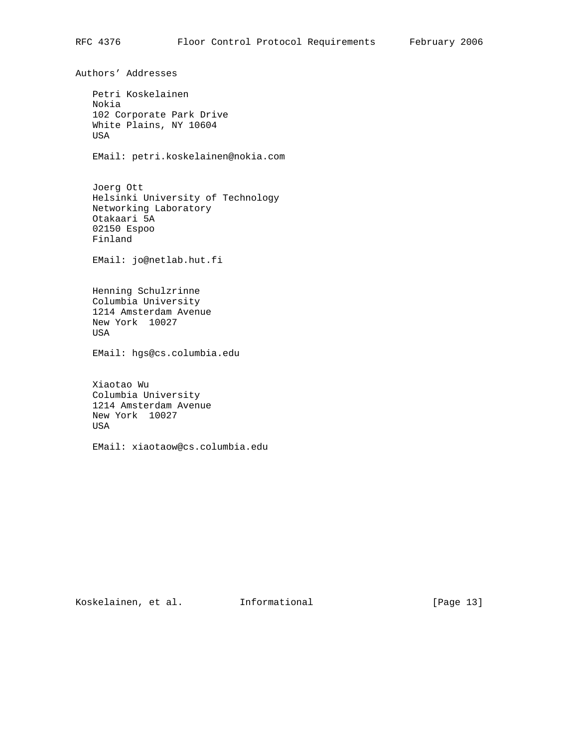# Authors' Addresses

Petri Koskelainen
Nokia
102 Corporate Park Drive
White Plains, NY 10604
USA

EMail: petri.koskelainen@nokia.com

Joerg Ott
Helsinki University of Technology
Networking Laboratory
Otakaari 5A
02150 Espoo
Finland

EMail: jo@netlab.hut.fi

Henning Schulzrinne
Columbia University
1214 Amsterdam Avenue
New York  10027
USA

EMail: hgs@cs.columbia.edu

Xiaotao Wu
Columbia University
1214 Amsterdam Avenue
New York  10027
USA

EMail: xiaotaow@cs.columbia.edu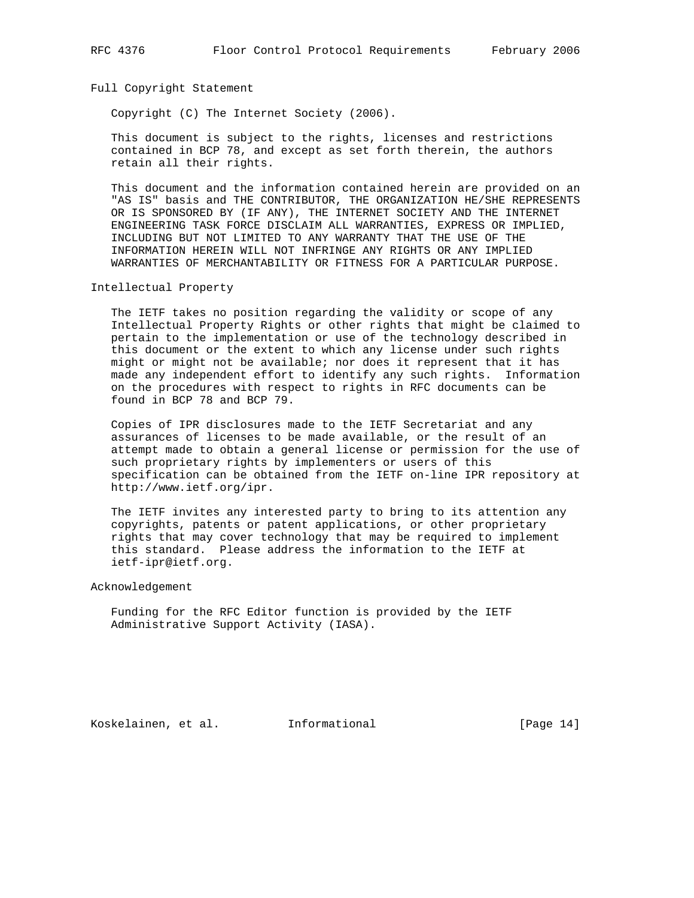## Full Copyright Statement

Copyright (C) The Internet Society (2006).

This document is subject to the rights, licenses and restrictions contained in BCP 78, and except as set forth therein, the authors retain all their rights.

This document and the information contained herein are provided on an "AS IS" basis and THE CONTRIBUTOR, THE ORGANIZATION HE/SHE REPRESENTS OR IS SPONSORED BY (IF ANY), THE INTERNET SOCIETY AND THE INTERNET ENGINEERING TASK FORCE DISCLAIM ALL WARRANTIES, EXPRESS OR IMPLIED, INCLUDING BUT NOT LIMITED TO ANY WARRANTY THAT THE USE OF THE INFORMATION HEREIN WILL NOT INFRINGE ANY RIGHTS OR ANY IMPLIED WARRANTIES OF MERCHANTABILITY OR FITNESS FOR A PARTICULAR PURPOSE.

## Intellectual Property

The IETF takes no position regarding the validity or scope of any Intellectual Property Rights or other rights that might be claimed to pertain to the implementation or use of the technology described in this document or the extent to which any license under such rights might or might not be available; nor does it represent that it has made any independent effort to identify any such rights. Information on the procedures with respect to rights in RFC documents can be found in BCP 78 and BCP 79.

Copies of IPR disclosures made to the IETF Secretariat and any assurances of licenses to be made available, or the result of an attempt made to obtain a general license or permission for the use of such proprietary rights by implementers or users of this specification can be obtained from the IETF on-line IPR repository at http://www.ietf.org/ipr.

The IETF invites any interested party to bring to its attention any copyrights, patents or patent applications, or other proprietary rights that may cover technology that may be required to implement this standard. Please address the information to the IETF at ietf-ipr@ietf.org.

## Acknowledgement

Funding for the RFC Editor function is provided by the IETF Administrative Support Activity (IASA).